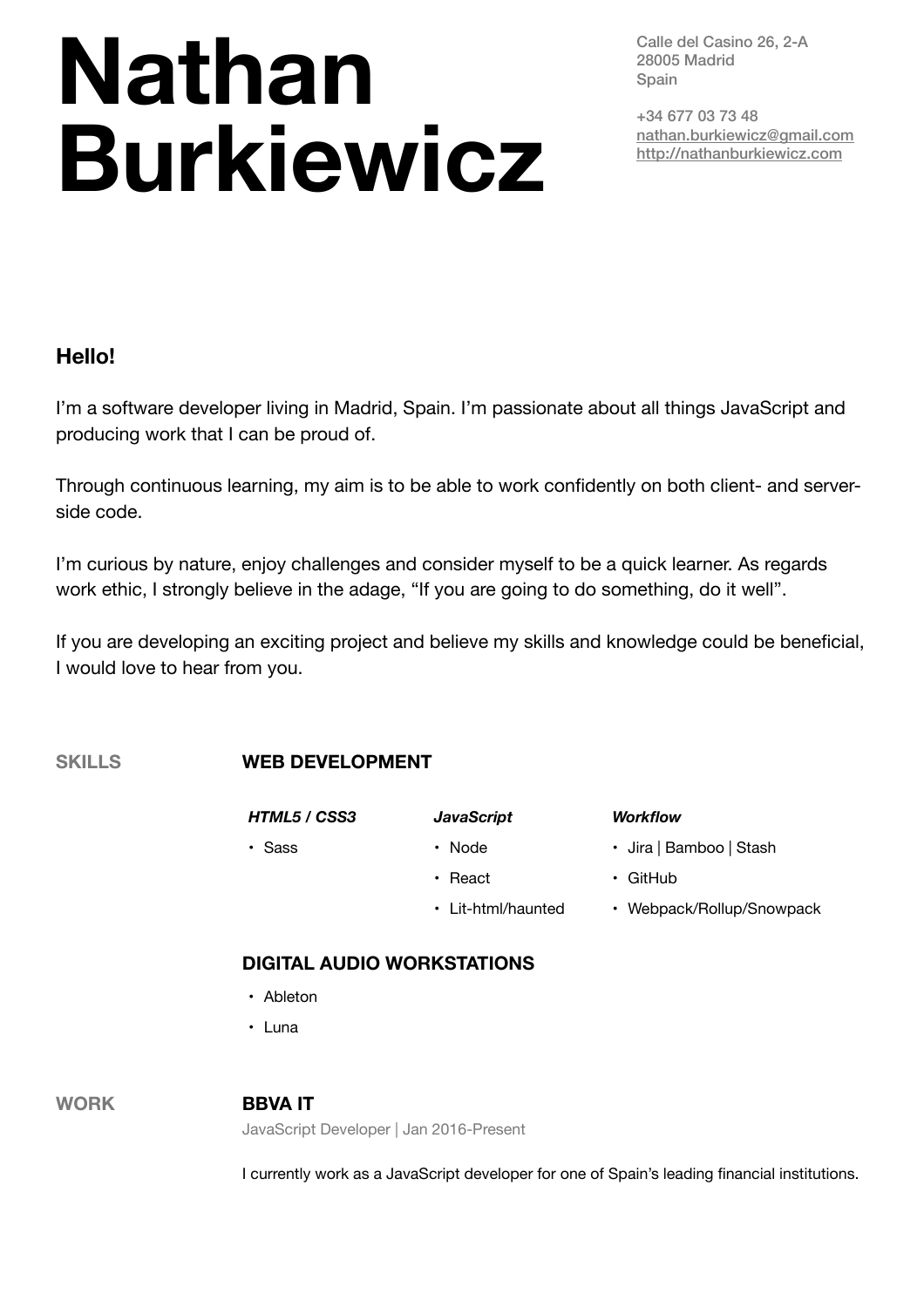# Nathan Burkiewicz

Calle del Casino 26, 2-A
28005 Madrid
Spain

+34 677 03 73 48
nathan.burkiewicz@gmail.com
http://nathanburkiewicz.com

### Hello!

I'm a software developer living in Madrid, Spain. I'm passionate about all things JavaScript and producing work that I can be proud of.

Through continuous learning, my aim is to be able to work confidently on both client- and server-side code.

I'm curious by nature, enjoy challenges and consider myself to be a quick learner. As regards work ethic, I strongly believe in the adage, "If you are going to do something, do it well".

If you are developing an exciting project and believe my skills and knowledge could be beneficial, I would love to hear from you.

## SKILLS

### WEB DEVELOPMENT

***HTML5 / CSS3***

- Sass

***JavaScript***

- Node
- React
- Lit-html/haunted

***Workflow***

- Jira | Bamboo | Stash
- GitHub
- Webpack/Rollup/Snowpack

### DIGITAL AUDIO WORKSTATIONS

- Ableton
- Luna

## WORK

### BBVA IT

JavaScript Developer | Jan 2016-Present

I currently work as a JavaScript developer for one of Spain's leading financial institutions.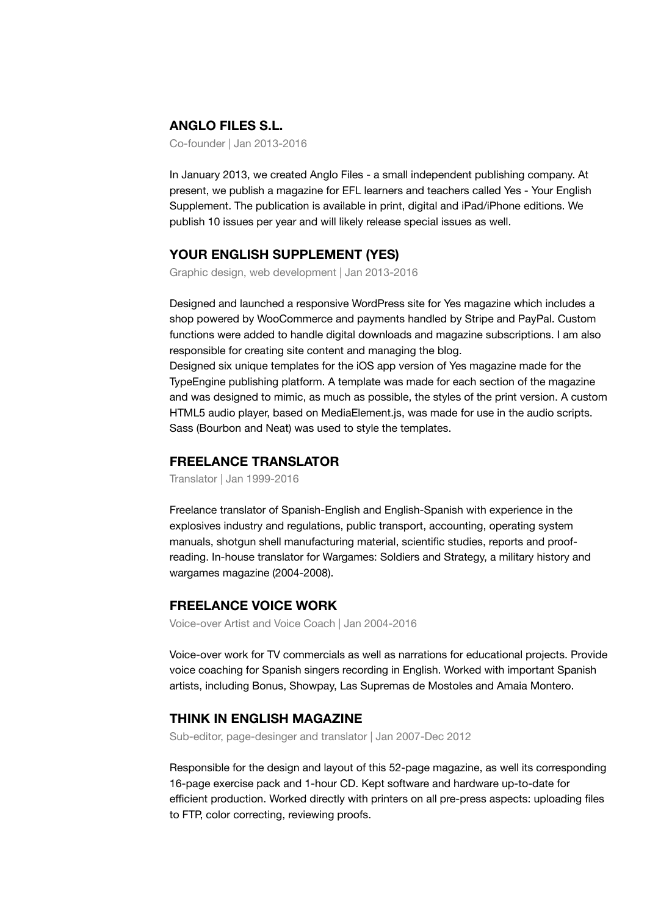## ANGLO FILES S.L.

Co-founder | Jan 2013-2016

In January 2013, we created Anglo Files - a small independent publishing company. At present, we publish a magazine for EFL learners and teachers called Yes - Your English Supplement. The publication is available in print, digital and iPad/iPhone editions. We publish 10 issues per year and will likely release special issues as well.

## YOUR ENGLISH SUPPLEMENT (YES)

Graphic design, web development | Jan 2013-2016

Designed and launched a responsive WordPress site for Yes magazine which includes a shop powered by WooCommerce and payments handled by Stripe and PayPal. Custom functions were added to handle digital downloads and magazine subscriptions. I am also responsible for creating site content and managing the blog.
Designed six unique templates for the iOS app version of Yes magazine made for the TypeEngine publishing platform. A template was made for each section of the magazine and was designed to mimic, as much as possible, the styles of the print version. A custom HTML5 audio player, based on MediaElement.js, was made for use in the audio scripts. Sass (Bourbon and Neat) was used to style the templates.

## FREELANCE TRANSLATOR

Translator | Jan 1999-2016

Freelance translator of Spanish-English and English-Spanish with experience in the explosives industry and regulations, public transport, accounting, operating system manuals, shotgun shell manufacturing material, scientific studies, reports and proof-reading. In-house translator for Wargames: Soldiers and Strategy, a military history and wargames magazine (2004-2008).

## FREELANCE VOICE WORK

Voice-over Artist and Voice Coach | Jan 2004-2016

Voice-over work for TV commercials as well as narrations for educational projects. Provide voice coaching for Spanish singers recording in English. Worked with important Spanish artists, including Bonus, Showpay, Las Supremas de Mostoles and Amaia Montero.

## THINK IN ENGLISH MAGAZINE

Sub-editor, page-desinger and translator | Jan 2007-Dec 2012

Responsible for the design and layout of this 52-page magazine, as well its corresponding 16-page exercise pack and 1-hour CD. Kept software and hardware up-to-date for efficient production. Worked directly with printers on all pre-press aspects: uploading files to FTP, color correcting, reviewing proofs.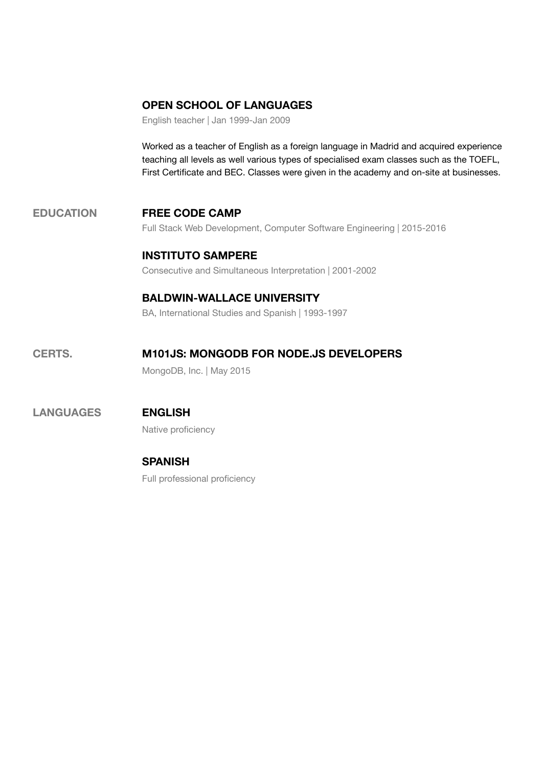### OPEN SCHOOL OF LANGUAGES

English teacher | Jan 1999-Jan 2009

Worked as a teacher of English as a foreign language in Madrid and acquired experience teaching all levels as well various types of specialised exam classes such as the TOEFL, First Certificate and BEC. Classes were given in the academy and on-site at businesses.

## EDUCATION

### FREE CODE CAMP

Full Stack Web Development, Computer Software Engineering | 2015-2016

### INSTITUTO SAMPERE

Consecutive and Simultaneous Interpretation | 2001-2002

### BALDWIN-WALLACE UNIVERSITY

BA, International Studies and Spanish | 1993-1997

## CERTS.

### M101JS: MONGODB FOR NODE.JS DEVELOPERS

MongoDB, Inc. | May 2015

## LANGUAGES

### ENGLISH

Native proficiency

### SPANISH

Full professional proficiency